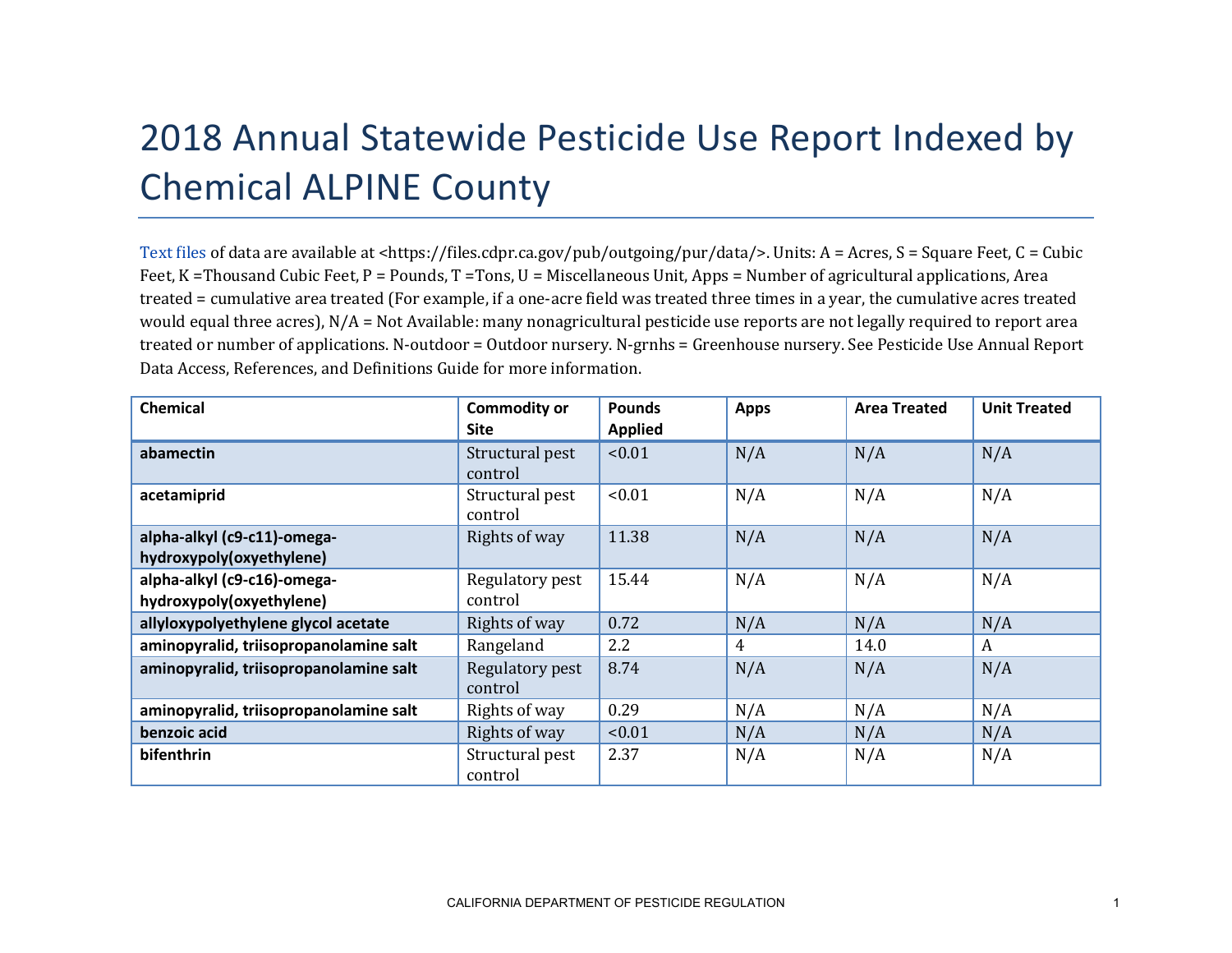# 2018 Annual Statewide Pesticide Use Report Indexed by Chemical ALPINE County

Text files of data are available at <https://files.cdpr.ca.gov/pub/outgoing/pur/data/>. Units: A = Acres, S = Square Feet, C = Cubic Feet, K =Thousand Cubic Feet, P = Pounds, T =Tons, U = Miscellaneous Unit, Apps = Number of agricultural applications, Area treated = cumulative area treated (For example, if a one-acre field was treated three times in a year, the cumulative acres treated would equal three acres), N/A = Not Available: many nonagricultural pesticide use reports are not legally required to report area treated or number of applications. N-outdoor = Outdoor nursery. N-grnhs = Greenhouse nursery. See Pesticide Use Annual Report Data Access, References, and Definitions Guide for more information.

| Chemical | Commodity or Site | Pounds Applied | Apps | Area Treated | Unit Treated |
|---|---|---|---|---|---|
| **abamectin** | Structural pest control | <0.01 | N/A | N/A | N/A |
| **acetamiprid** | Structural pest control | <0.01 | N/A | N/A | N/A |
| **alpha-alkyl (c9-c11)-omega-hydroxypoly(oxyethylene)** | Rights of way | 11.38 | N/A | N/A | N/A |
| **alpha-alkyl (c9-c16)-omega-hydroxypoly(oxyethylene)** | Regulatory pest control | 15.44 | N/A | N/A | N/A |
| **allyloxypolyethylene glycol acetate** | Rights of way | 0.72 | N/A | N/A | N/A |
| **aminopyralid, triisopropanolamine salt** | Rangeland | 2.2 | 4 | 14.0 | A |
| **aminopyralid, triisopropanolamine salt** | Regulatory pest control | 8.74 | N/A | N/A | N/A |
| **aminopyralid, triisopropanolamine salt** | Rights of way | 0.29 | N/A | N/A | N/A |
| **benzoic acid** | Rights of way | <0.01 | N/A | N/A | N/A |
| **bifenthrin** | Structural pest control | 2.37 | N/A | N/A | N/A |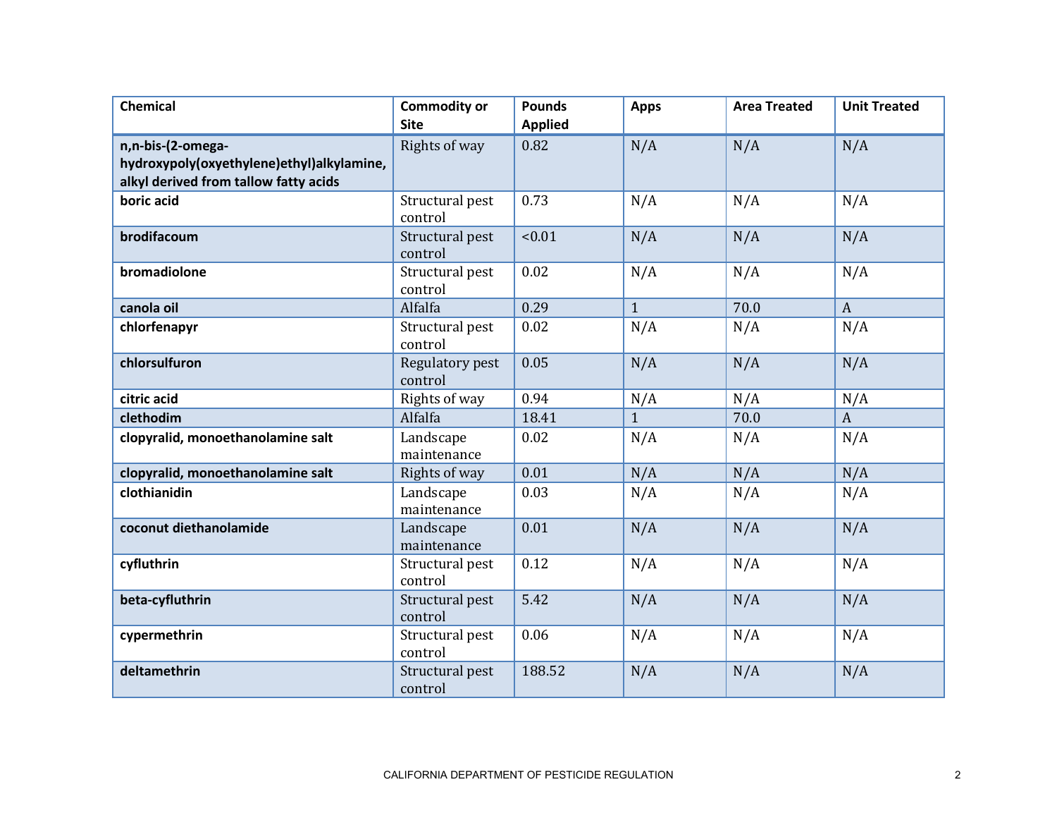| Chemical | Commodity or Site | Pounds Applied | Apps | Area Treated | Unit Treated |
|---|---|---|---|---|---|
| **n,n-bis-(2-omega-hydroxypoly(oxyethylene)ethyl)alkylamine, alkyl derived from tallow fatty acids** | Rights of way | 0.82 | N/A | N/A | N/A |
| **boric acid** | Structural pest control | 0.73 | N/A | N/A | N/A |
| **brodifacoum** | Structural pest control | <0.01 | N/A | N/A | N/A |
| **bromadiolone** | Structural pest control | 0.02 | N/A | N/A | N/A |
| **canola oil** | Alfalfa | 0.29 | 1 | 70.0 | A |
| **chlorfenapyr** | Structural pest control | 0.02 | N/A | N/A | N/A |
| **chlorsulfuron** | Regulatory pest control | 0.05 | N/A | N/A | N/A |
| **citric acid** | Rights of way | 0.94 | N/A | N/A | N/A |
| **clethodim** | Alfalfa | 18.41 | 1 | 70.0 | A |
| **clopyralid, monoethanolamine salt** | Landscape maintenance | 0.02 | N/A | N/A | N/A |
| **clopyralid, monoethanolamine salt** | Rights of way | 0.01 | N/A | N/A | N/A |
| **clothianidin** | Landscape maintenance | 0.03 | N/A | N/A | N/A |
| **coconut diethanolamide** | Landscape maintenance | 0.01 | N/A | N/A | N/A |
| **cyfluthrin** | Structural pest control | 0.12 | N/A | N/A | N/A |
| **beta-cyfluthrin** | Structural pest control | 5.42 | N/A | N/A | N/A |
| **cypermethrin** | Structural pest control | 0.06 | N/A | N/A | N/A |
| **deltamethrin** | Structural pest control | 188.52 | N/A | N/A | N/A |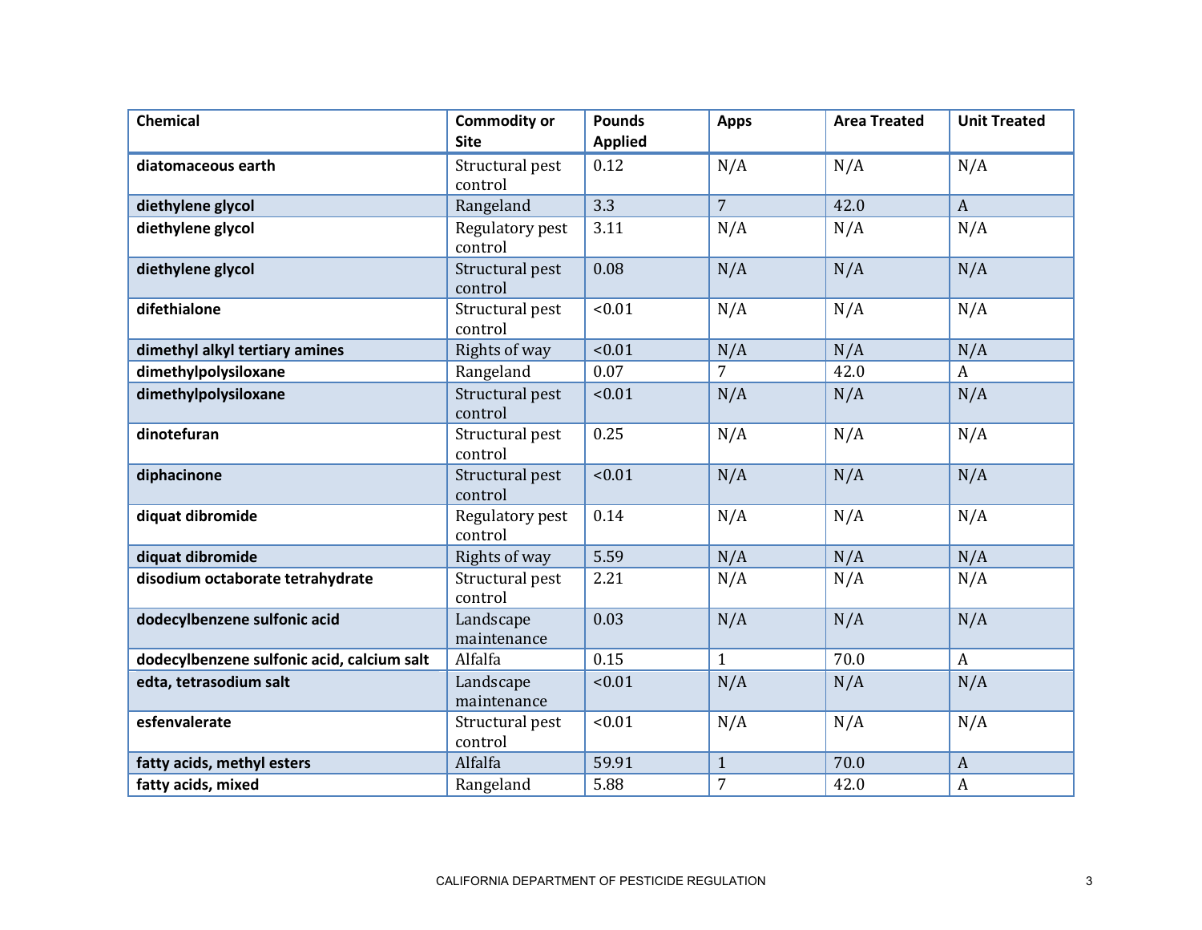| Chemical | Commodity or Site | Pounds Applied | Apps | Area Treated | Unit Treated |
|---|---|---|---|---|---|
| **diatomaceous earth** | Structural pest control | 0.12 | N/A | N/A | N/A |
| **diethylene glycol** | Rangeland | 3.3 | 7 | 42.0 | A |
| **diethylene glycol** | Regulatory pest control | 3.11 | N/A | N/A | N/A |
| **diethylene glycol** | Structural pest control | 0.08 | N/A | N/A | N/A |
| **difethialone** | Structural pest control | <0.01 | N/A | N/A | N/A |
| **dimethyl alkyl tertiary amines** | Rights of way | <0.01 | N/A | N/A | N/A |
| **dimethylpolysiloxane** | Rangeland | 0.07 | 7 | 42.0 | A |
| **dimethylpolysiloxane** | Structural pest control | <0.01 | N/A | N/A | N/A |
| **dinotefuran** | Structural pest control | 0.25 | N/A | N/A | N/A |
| **diphacinone** | Structural pest control | <0.01 | N/A | N/A | N/A |
| **diquat dibromide** | Regulatory pest control | 0.14 | N/A | N/A | N/A |
| **diquat dibromide** | Rights of way | 5.59 | N/A | N/A | N/A |
| **disodium octaborate tetrahydrate** | Structural pest control | 2.21 | N/A | N/A | N/A |
| **dodecylbenzene sulfonic acid** | Landscape maintenance | 0.03 | N/A | N/A | N/A |
| **dodecylbenzene sulfonic acid, calcium salt** | Alfalfa | 0.15 | 1 | 70.0 | A |
| **edta, tetrasodium salt** | Landscape maintenance | <0.01 | N/A | N/A | N/A |
| **esfenvalerate** | Structural pest control | <0.01 | N/A | N/A | N/A |
| **fatty acids, methyl esters** | Alfalfa | 59.91 | 1 | 70.0 | A |
| **fatty acids, mixed** | Rangeland | 5.88 | 7 | 42.0 | A |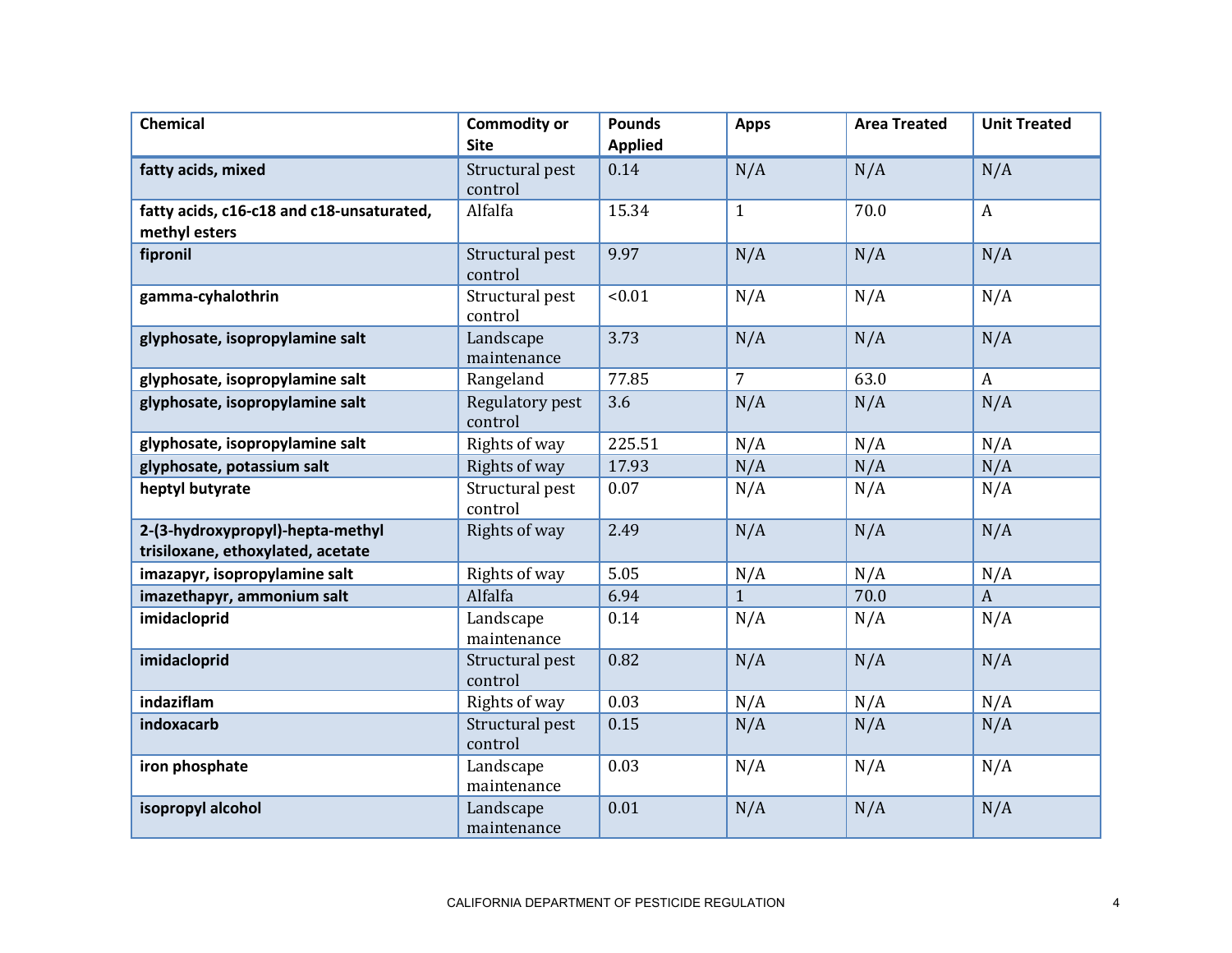| Chemical | Commodity or Site | Pounds Applied | Apps | Area Treated | Unit Treated |
|---|---|---|---|---|---|
| **fatty acids, mixed** | Structural pest control | 0.14 | N/A | N/A | N/A |
| **fatty acids, c16-c18 and c18-unsaturated, methyl esters** | Alfalfa | 15.34 | 1 | 70.0 | A |
| **fipronil** | Structural pest control | 9.97 | N/A | N/A | N/A |
| **gamma-cyhalothrin** | Structural pest control | <0.01 | N/A | N/A | N/A |
| **glyphosate, isopropylamine salt** | Landscape maintenance | 3.73 | N/A | N/A | N/A |
| **glyphosate, isopropylamine salt** | Rangeland | 77.85 | 7 | 63.0 | A |
| **glyphosate, isopropylamine salt** | Regulatory pest control | 3.6 | N/A | N/A | N/A |
| **glyphosate, isopropylamine salt** | Rights of way | 225.51 | N/A | N/A | N/A |
| **glyphosate, potassium salt** | Rights of way | 17.93 | N/A | N/A | N/A |
| **heptyl butyrate** | Structural pest control | 0.07 | N/A | N/A | N/A |
| **2-(3-hydroxypropyl)-hepta-methyl trisiloxane, ethoxylated, acetate** | Rights of way | 2.49 | N/A | N/A | N/A |
| **imazapyr, isopropylamine salt** | Rights of way | 5.05 | N/A | N/A | N/A |
| **imazethapyr, ammonium salt** | Alfalfa | 6.94 | 1 | 70.0 | A |
| **imidacloprid** | Landscape maintenance | 0.14 | N/A | N/A | N/A |
| **imidacloprid** | Structural pest control | 0.82 | N/A | N/A | N/A |
| **indaziflam** | Rights of way | 0.03 | N/A | N/A | N/A |
| **indoxacarb** | Structural pest control | 0.15 | N/A | N/A | N/A |
| **iron phosphate** | Landscape maintenance | 0.03 | N/A | N/A | N/A |
| **isopropyl alcohol** | Landscape maintenance | 0.01 | N/A | N/A | N/A |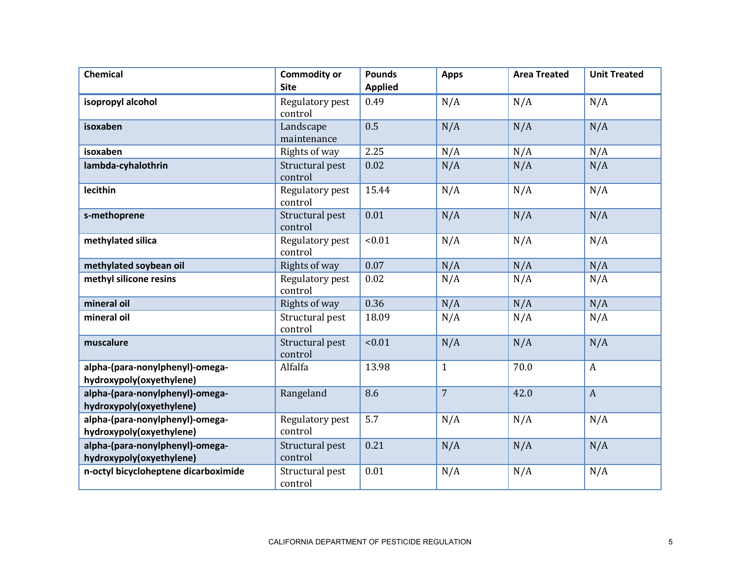| Chemical | Commodity or Site | Pounds Applied | Apps | Area Treated | Unit Treated |
|---|---|---|---|---|---|
| **isopropyl alcohol** | Regulatory pest control | 0.49 | N/A | N/A | N/A |
| **isoxaben** | Landscape maintenance | 0.5 | N/A | N/A | N/A |
| **isoxaben** | Rights of way | 2.25 | N/A | N/A | N/A |
| **lambda-cyhalothrin** | Structural pest control | 0.02 | N/A | N/A | N/A |
| **lecithin** | Regulatory pest control | 15.44 | N/A | N/A | N/A |
| **s-methoprene** | Structural pest control | 0.01 | N/A | N/A | N/A |
| **methylated silica** | Regulatory pest control | <0.01 | N/A | N/A | N/A |
| **methylated soybean oil** | Rights of way | 0.07 | N/A | N/A | N/A |
| **methyl silicone resins** | Regulatory pest control | 0.02 | N/A | N/A | N/A |
| **mineral oil** | Rights of way | 0.36 | N/A | N/A | N/A |
| **mineral oil** | Structural pest control | 18.09 | N/A | N/A | N/A |
| **muscalure** | Structural pest control | <0.01 | N/A | N/A | N/A |
| **alpha-(para-nonylphenyl)-omega-hydroxypoly(oxyethylene)** | Alfalfa | 13.98 | 1 | 70.0 | A |
| **alpha-(para-nonylphenyl)-omega-hydroxypoly(oxyethylene)** | Rangeland | 8.6 | 7 | 42.0 | A |
| **alpha-(para-nonylphenyl)-omega-hydroxypoly(oxyethylene)** | Regulatory pest control | 5.7 | N/A | N/A | N/A |
| **alpha-(para-nonylphenyl)-omega-hydroxypoly(oxyethylene)** | Structural pest control | 0.21 | N/A | N/A | N/A |
| **n-octyl bicycloheptene dicarboximide** | Structural pest control | 0.01 | N/A | N/A | N/A |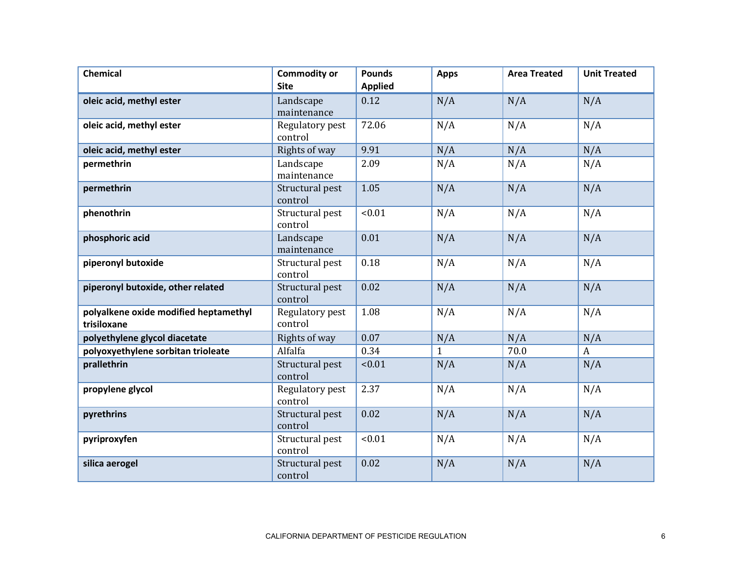| Chemical | Commodity or Site | Pounds Applied | Apps | Area Treated | Unit Treated |
| --- | --- | --- | --- | --- | --- |
| **oleic acid, methyl ester** | Landscape maintenance | 0.12 | N/A | N/A | N/A |
| **oleic acid, methyl ester** | Regulatory pest control | 72.06 | N/A | N/A | N/A |
| **oleic acid, methyl ester** | Rights of way | 9.91 | N/A | N/A | N/A |
| **permethrin** | Landscape maintenance | 2.09 | N/A | N/A | N/A |
| **permethrin** | Structural pest control | 1.05 | N/A | N/A | N/A |
| **phenothrin** | Structural pest control | <0.01 | N/A | N/A | N/A |
| **phosphoric acid** | Landscape maintenance | 0.01 | N/A | N/A | N/A |
| **piperonyl butoxide** | Structural pest control | 0.18 | N/A | N/A | N/A |
| **piperonyl butoxide, other related** | Structural pest control | 0.02 | N/A | N/A | N/A |
| **polyalkene oxide modified heptamethyl trisiloxane** | Regulatory pest control | 1.08 | N/A | N/A | N/A |
| **polyethylene glycol diacetate** | Rights of way | 0.07 | N/A | N/A | N/A |
| **polyoxyethylene sorbitan trioleate** | Alfalfa | 0.34 | 1 | 70.0 | A |
| **prallethrin** | Structural pest control | <0.01 | N/A | N/A | N/A |
| **propylene glycol** | Regulatory pest control | 2.37 | N/A | N/A | N/A |
| **pyrethrins** | Structural pest control | 0.02 | N/A | N/A | N/A |
| **pyriproxyfen** | Structural pest control | <0.01 | N/A | N/A | N/A |
| **silica aerogel** | Structural pest control | 0.02 | N/A | N/A | N/A |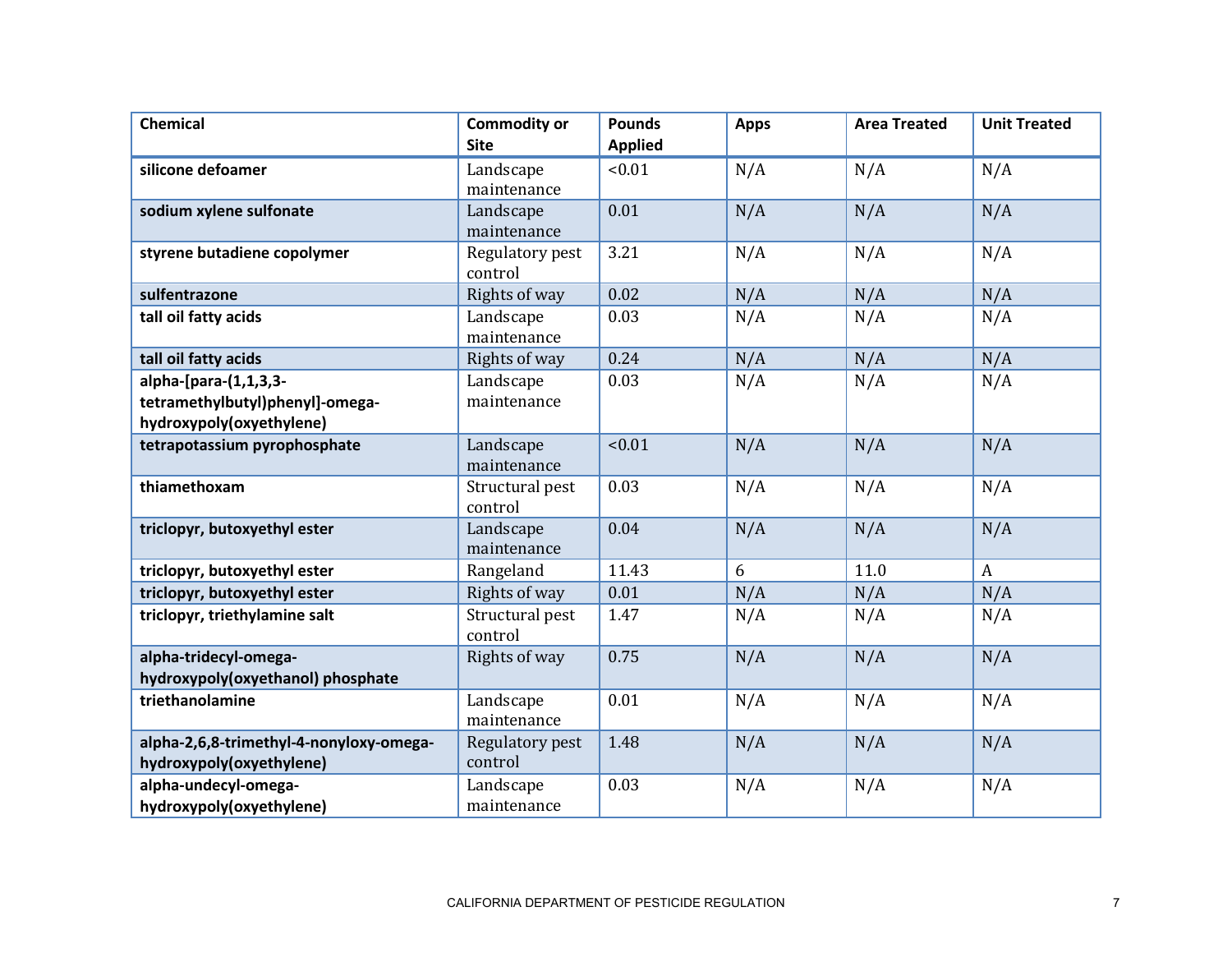| Chemical | Commodity or Site | Pounds Applied | Apps | Area Treated | Unit Treated |
|---|---|---|---|---|---|
| **silicone defoamer** | Landscape maintenance | <0.01 | N/A | N/A | N/A |
| **sodium xylene sulfonate** | Landscape maintenance | 0.01 | N/A | N/A | N/A |
| **styrene butadiene copolymer** | Regulatory pest control | 3.21 | N/A | N/A | N/A |
| **sulfentrazone** | Rights of way | 0.02 | N/A | N/A | N/A |
| **tall oil fatty acids** | Landscape maintenance | 0.03 | N/A | N/A | N/A |
| **tall oil fatty acids** | Rights of way | 0.24 | N/A | N/A | N/A |
| **alpha-[para-(1,1,3,3-tetramethylbutyl)phenyl]-omega-hydroxypoly(oxyethylene)** | Landscape maintenance | 0.03 | N/A | N/A | N/A |
| **tetrapotassium pyrophosphate** | Landscape maintenance | <0.01 | N/A | N/A | N/A |
| **thiamethoxam** | Structural pest control | 0.03 | N/A | N/A | N/A |
| **triclopyr, butoxyethyl ester** | Landscape maintenance | 0.04 | N/A | N/A | N/A |
| **triclopyr, butoxyethyl ester** | Rangeland | 11.43 | 6 | 11.0 | A |
| **triclopyr, butoxyethyl ester** | Rights of way | 0.01 | N/A | N/A | N/A |
| **triclopyr, triethylamine salt** | Structural pest control | 1.47 | N/A | N/A | N/A |
| **alpha-tridecyl-omega-hydroxypoly(oxyethanol) phosphate** | Rights of way | 0.75 | N/A | N/A | N/A |
| **triethanolamine** | Landscape maintenance | 0.01 | N/A | N/A | N/A |
| **alpha-2,6,8-trimethyl-4-nonyloxy-omega-hydroxypoly(oxyethylene)** | Regulatory pest control | 1.48 | N/A | N/A | N/A |
| **alpha-undecyl-omega-hydroxypoly(oxyethylene)** | Landscape maintenance | 0.03 | N/A | N/A | N/A |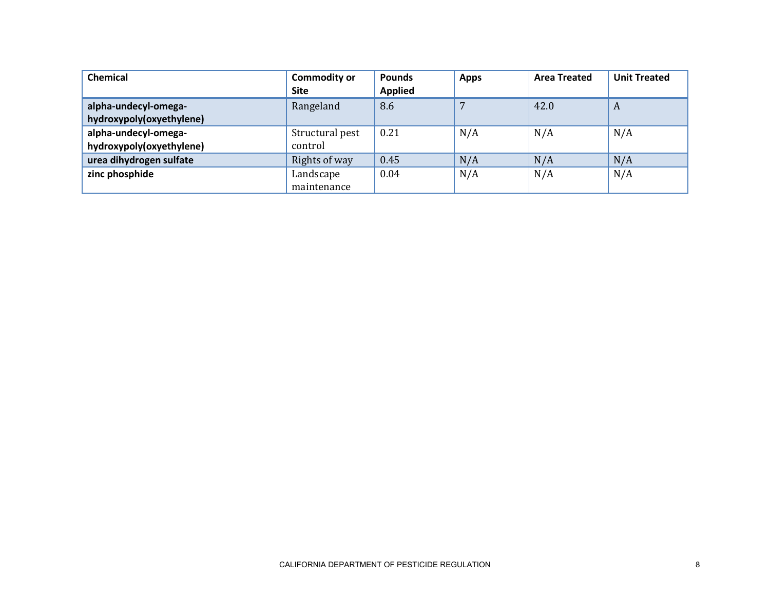| Chemical | Commodity or Site | Pounds Applied | Apps | Area Treated | Unit Treated |
|---|---|---|---|---|---|
| **alpha-undecyl-omega-hydroxypoly(oxyethylene)** | Rangeland | 8.6 | 7 | 42.0 | A |
| **alpha-undecyl-omega-hydroxypoly(oxyethylene)** | Structural pest control | 0.21 | N/A | N/A | N/A |
| **urea dihydrogen sulfate** | Rights of way | 0.45 | N/A | N/A | N/A |
| **zinc phosphide** | Landscape maintenance | 0.04 | N/A | N/A | N/A |